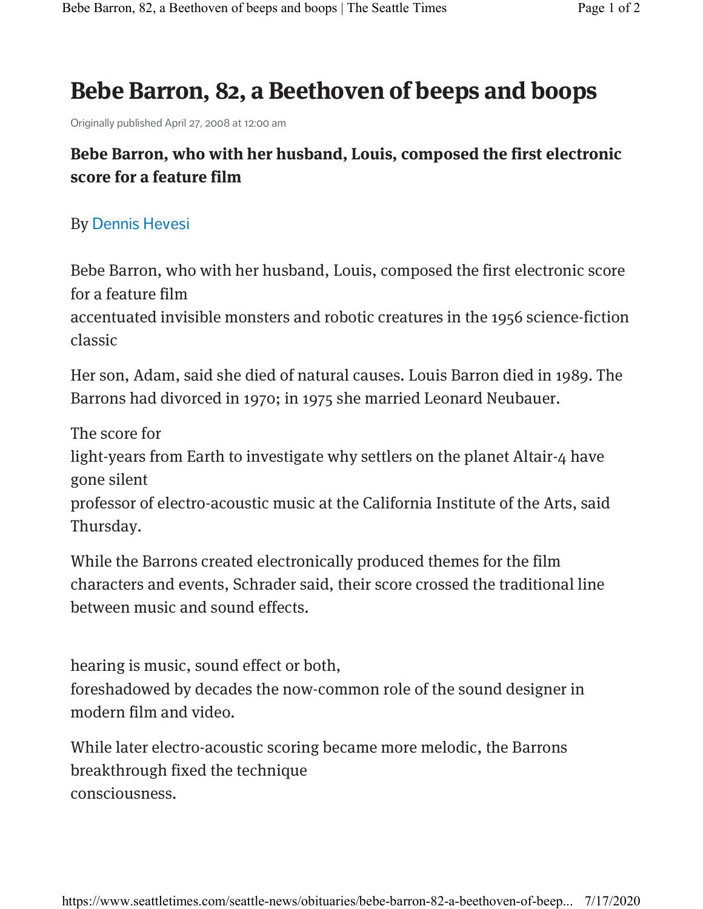# Bebe Barron, 82, a Beethoven of beeps and boops

Originally published April 27, 2008 at 12:00 am

**Bebe Barron, who with her husband, Louis, composed the first electronic score for a feature film**

By Dennis Hevesi

Bebe Barron, who with her husband, Louis, composed the first electronic score for a feature film
accentuated invisible monsters and robotic creatures in the 1956 science-fiction classic

Her son, Adam, said she died of natural causes. Louis Barron died in 1989. The Barrons had divorced in 1970; in 1975 she married Leonard Neubauer.

The score for
light-years from Earth to investigate why settlers on the planet Altair-4 have gone silent
professor of electro-acoustic music at the California Institute of the Arts, said Thursday.

While the Barrons created electronically produced themes for the film characters and events, Schrader said, their score crossed the traditional line between music and sound effects.

hearing is music, sound effect or both,
foreshadowed by decades the now-common role of the sound designer in modern film and video.

While later electro-acoustic scoring became more melodic, the Barrons breakthrough fixed the technique
consciousness.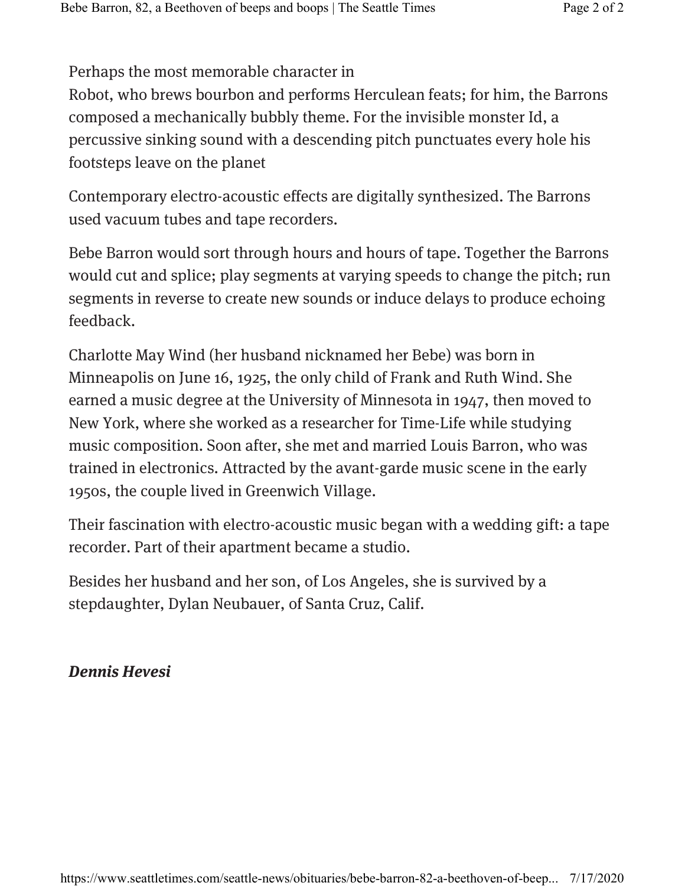Perhaps the most memorable character in
Robot, who brews bourbon and performs Herculean feats; for him, the Barrons composed a mechanically bubbly theme. For the invisible monster Id, a percussive sinking sound with a descending pitch punctuates every hole his footsteps leave on the planet

Contemporary electro-acoustic effects are digitally synthesized. The Barrons used vacuum tubes and tape recorders.

Bebe Barron would sort through hours and hours of tape. Together the Barrons would cut and splice; play segments at varying speeds to change the pitch; run segments in reverse to create new sounds or induce delays to produce echoing feedback.

Charlotte May Wind (her husband nicknamed her Bebe) was born in Minneapolis on June 16, 1925, the only child of Frank and Ruth Wind. She earned a music degree at the University of Minnesota in 1947, then moved to New York, where she worked as a researcher for Time-Life while studying music composition. Soon after, she met and married Louis Barron, who was trained in electronics. Attracted by the avant-garde music scene in the early 1950s, the couple lived in Greenwich Village.

Their fascination with electro-acoustic music began with a wedding gift: a tape recorder. Part of their apartment became a studio.

Besides her husband and her son, of Los Angeles, she is survived by a stepdaughter, Dylan Neubauer, of Santa Cruz, Calif.

***Dennis Hevesi***